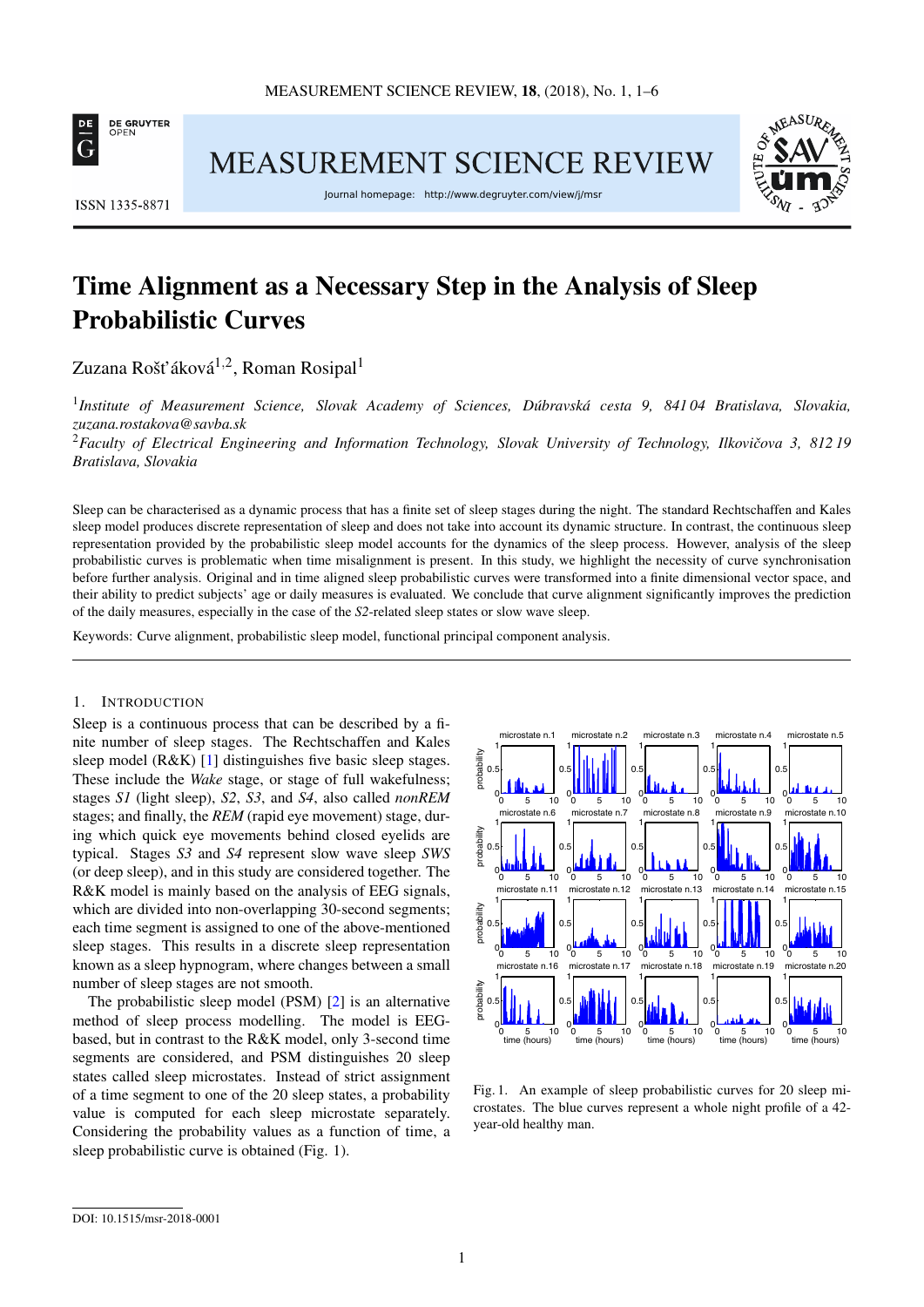# Time Alignment as a Necessary Step in the Analysis of Sleep Probabilistic Curves

Zuzana Rošťáková[1,2], Roman Rosipal[1]

[1]*Institute of Measurement Science, Slovak Academy of Sciences, Dúbravská cesta 9, 841 04 Bratislava, Slovakia, zuzana.rostakova@savba.sk*

[2]*Faculty of Electrical Engineering and Information Technology, Slovak University of Technology, Ilkovičova 3, 812 19 Bratislava, Slovakia*

Sleep can be characterised as a dynamic process that has a finite set of sleep stages during the night. The standard Rechtschaffen and Kales sleep model produces discrete representation of sleep and does not take into account its dynamic structure. In contrast, the continuous sleep representation provided by the probabilistic sleep model accounts for the dynamics of the sleep process. However, analysis of the sleep probabilistic curves is problematic when time misalignment is present. In this study, we highlight the necessity of curve synchronisation before further analysis. Original and in time aligned sleep probabilistic curves were transformed into a finite dimensional vector space, and their ability to predict subjects' age or daily measures is evaluated. We conclude that curve alignment significantly improves the prediction of the daily measures, especially in the case of the *S2*-related sleep states or slow wave sleep.

Keywords: Curve alignment, probabilistic sleep model, functional principal component analysis.

## 1. Introduction

Sleep is a continuous process that can be described by a finite number of sleep stages. The Rechtschaffen and Kales sleep model (R&K) [1] distinguishes five basic sleep stages. These include the *Wake* stage, or stage of full wakefulness; stages *S1* (light sleep), *S2*, *S3*, and *S4*, also called *nonREM* stages; and finally, the *REM* (rapid eye movement) stage, during which quick eye movements behind closed eyelids are typical. Stages *S3* and *S4* represent slow wave sleep *SWS* (or deep sleep), and in this study are considered together. The R&K model is mainly based on the analysis of EEG signals, which are divided into non-overlapping 30-second segments; each time segment is assigned to one of the above-mentioned sleep stages. This results in a discrete sleep representation known as a sleep hypnogram, where changes between a small number of sleep stages are not smooth.

The probabilistic sleep model (PSM) [2] is an alternative method of sleep process modelling. The model is EEG-based, but in contrast to the R&K model, only 3-second time segments are considered, and PSM distinguishes 20 sleep states called sleep microstates. Instead of strict assignment of a time segment to one of the 20 sleep states, a probability value is computed for each sleep microstate separately. Considering the probability values as a function of time, a sleep probabilistic curve is obtained (Fig. 1).

Fig. 1. An example of sleep probabilistic curves for 20 sleep microstates. The blue curves represent a whole night profile of a 42-year-old healthy man.

DOI: 10.1515/msr-2018-0001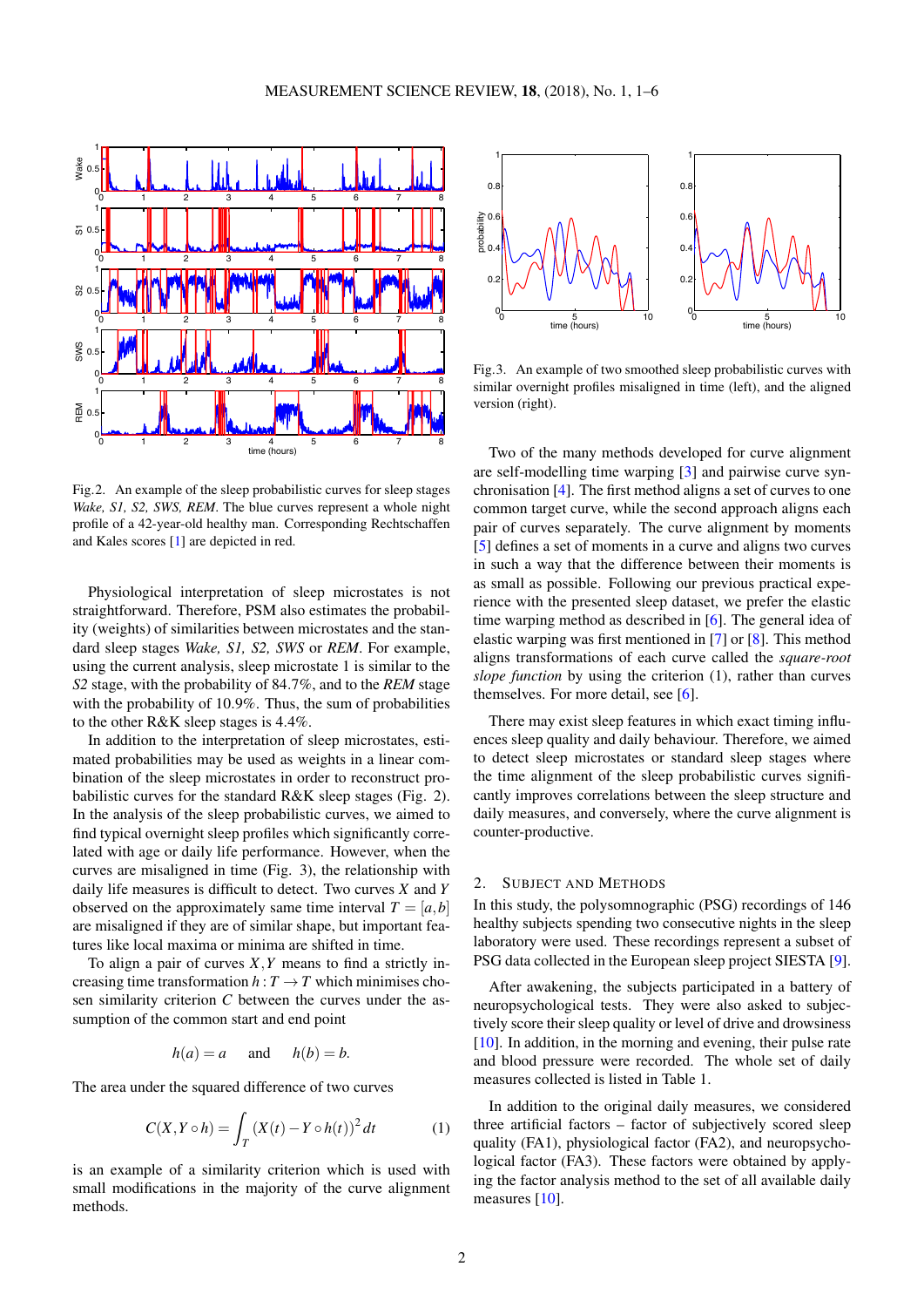Fig.2. An example of the sleep probabilistic curves for sleep stages *Wake, S1, S2, SWS, REM*. The blue curves represent a whole night profile of a 42-year-old healthy man. Corresponding Rechtschaffen and Kales scores [1] are depicted in red.

Physiological interpretation of sleep microstates is not straightforward. Therefore, PSM also estimates the probability (weights) of similarities between microstates and the standard sleep stages *Wake, S1, S2, SWS* or *REM*. For example, using the current analysis, sleep microstate 1 is similar to the *S2* stage, with the probability of 84.7%, and to the *REM* stage with the probability of 10.9%. Thus, the sum of probabilities to the other R&K sleep stages is 4.4%.

In addition to the interpretation of sleep microstates, estimated probabilities may be used as weights in a linear combination of the sleep microstates in order to reconstruct probabilistic curves for the standard R&K sleep stages (Fig. 2). In the analysis of the sleep probabilistic curves, we aimed to find typical overnight sleep profiles which significantly correlated with age or daily life performance. However, when the curves are misaligned in time (Fig. 3), the relationship with daily life measures is difficult to detect. Two curves $X$ and $Y$ observed on the approximately same time interval $T = [a, b]$ are misaligned if they are of similar shape, but important features like local maxima or minima are shifted in time.

To align a pair of curves $X, Y$ means to find a strictly increasing time transformation $h : T \to T$ which minimises chosen similarity criterion $C$ between the curves under the assumption of the common start and end point

$$h(a) = a \quad \text{and} \quad h(b) = b.$$

The area under the squared difference of two curves

$$C(X, Y \circ h) = \int_T (X(t) - Y \circ h(t))^2 \, dt \tag{1}$$

is an example of a similarity criterion which is used with small modifications in the majority of the curve alignment methods.

Fig.3. An example of two smoothed sleep probabilistic curves with similar overnight profiles misaligned in time (left), and the aligned version (right).

Two of the many methods developed for curve alignment are self-modelling time warping [3] and pairwise curve synchronisation [4]. The first method aligns a set of curves to one common target curve, while the second approach aligns each pair of curves separately. The curve alignment by moments [5] defines a set of moments in a curve and aligns two curves in such a way that the difference between their moments is as small as possible. Following our previous practical experience with the presented sleep dataset, we prefer the elastic time warping method as described in [6]. The general idea of elastic warping was first mentioned in [7] or [8]. This method aligns transformations of each curve called the *square-root slope function* by using the criterion (1), rather than curves themselves. For more detail, see [6].

There may exist sleep features in which exact timing influences sleep quality and daily behaviour. Therefore, we aimed to detect sleep microstates or standard sleep stages where the time alignment of the sleep probabilistic curves significantly improves correlations between the sleep structure and daily measures, and conversely, where the curve alignment is counter-productive.

## 2. Subject and Methods

In this study, the polysomnographic (PSG) recordings of 146 healthy subjects spending two consecutive nights in the sleep laboratory were used. These recordings represent a subset of PSG data collected in the European sleep project SIESTA [9].

After awakening, the subjects participated in a battery of neuropsychological tests. They were also asked to subjectively score their sleep quality or level of drive and drowsiness [10]. In addition, in the morning and evening, their pulse rate and blood pressure were recorded. The whole set of daily measures collected is listed in Table 1.

In addition to the original daily measures, we considered three artificial factors – factor of subjectively scored sleep quality (FA1), physiological factor (FA2), and neuropsychological factor (FA3). These factors were obtained by applying the factor analysis method to the set of all available daily measures [10].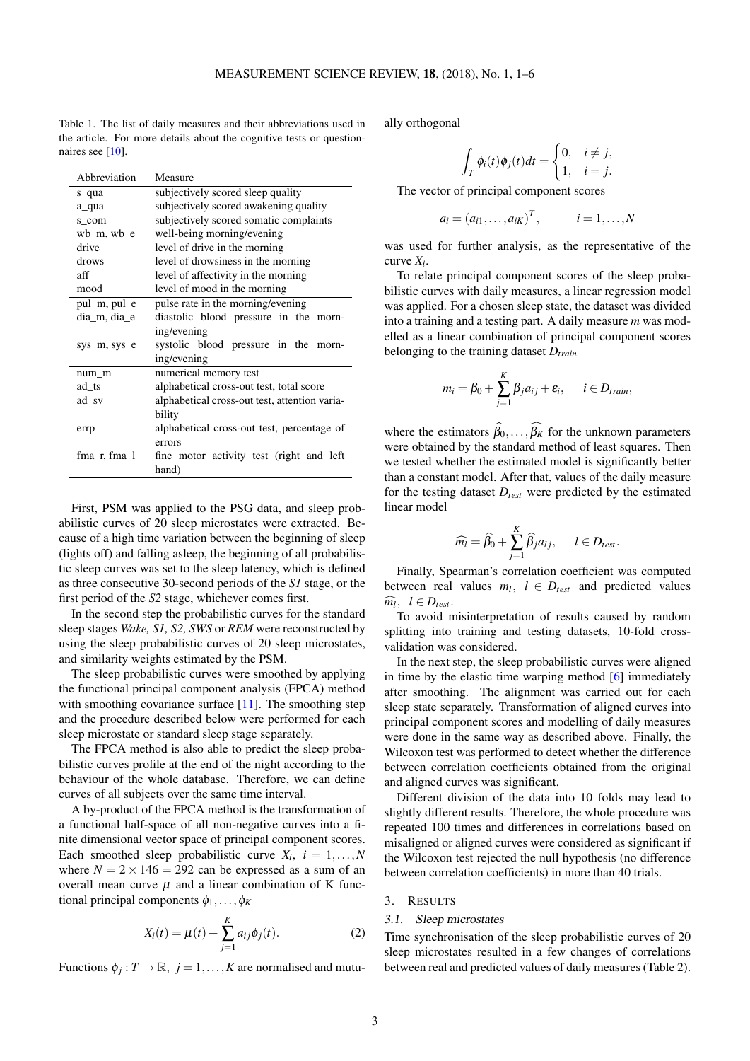Table 1. The list of daily measures and their abbreviations used in the article. For more details about the cognitive tests or questionnaires see [10].

| Abbreviation | Measure |
|---|---|
| s_qua | subjectively scored sleep quality |
| a_qua | subjectively scored awakening quality |
| s_com | subjectively scored somatic complaints |
| wb_m, wb_e | well-being morning/evening |
| drive | level of drive in the morning |
| drows | level of drowsiness in the morning |
| aff | level of affectivity in the morning |
| mood | level of mood in the morning |
| pul_m, pul_e | pulse rate in the morning/evening |
| dia_m, dia_e | diastolic blood pressure in the morning/evening |
| sys_m, sys_e | systolic blood pressure in the morning/evening |
| num_m | numerical memory test |
| ad_ts | alphabetical cross-out test, total score |
| ad_sv | alphabetical cross-out test, attention variability |
| errp | alphabetical cross-out test, percentage of errors |
| fma_r, fma_l | fine motor activity test (right and left hand) |

First, PSM was applied to the PSG data, and sleep probabilistic curves of 20 sleep microstates were extracted. Because of a high time variation between the beginning of sleep (lights off) and falling asleep, the beginning of all probabilistic sleep curves was set to the sleep latency, which is defined as three consecutive 30-second periods of the *S1* stage, or the first period of the *S2* stage, whichever comes first.

In the second step the probabilistic curves for the standard sleep stages *Wake, S1, S2, SWS* or *REM* were reconstructed by using the sleep probabilistic curves of 20 sleep microstates, and similarity weights estimated by the PSM.

The sleep probabilistic curves were smoothed by applying the functional principal component analysis (FPCA) method with smoothing covariance surface [11]. The smoothing step and the procedure described below were performed for each sleep microstate or standard sleep stage separately.

The FPCA method is also able to predict the sleep probabilistic curves profile at the end of the night according to the behaviour of the whole database. Therefore, we can define curves of all subjects over the same time interval.

A by-product of the FPCA method is the transformation of a functional half-space of all non-negative curves into a finite dimensional vector space of principal component scores. Each smoothed sleep probabilistic curve $X_i$, $i = 1,\dots,N$ where $N = 2 \times 146 = 292$ can be expressed as a sum of an overall mean curve $\mu$ and a linear combination of K functional principal components $\phi_1,\dots,\phi_K$

$$X_i(t) = \mu(t) + \sum_{j=1}^{K} a_{ij}\phi_j(t). \tag{2}$$

Functions $\phi_j : T \to \mathbb{R}$, $j = 1,\dots,K$ are normalised and mutually orthogonal

$$\int_T \phi_i(t)\phi_j(t)dt = \begin{cases} 0, & i \neq j, \\ 1, & i = j. \end{cases}$$

The vector of principal component scores

$$a_i = (a_{i1},\dots,a_{iK})^T, \qquad i = 1,\dots,N$$

was used for further analysis, as the representative of the curve $X_i$.

To relate principal component scores of the sleep probabilistic curves with daily measures, a linear regression model was applied. For a chosen sleep state, the dataset was divided into a training and a testing part. A daily measure $m$ was modelled as a linear combination of principal component scores belonging to the training dataset $D_{train}$

$$m_i = \beta_0 + \sum_{j=1}^{K} \beta_j a_{ij} + \varepsilon_i, \qquad i \in D_{train},$$

where the estimators $\widehat{\beta_0},\dots,\widehat{\beta_K}$ for the unknown parameters were obtained by the standard method of least squares. Then we tested whether the estimated model is significantly better than a constant model. After that, values of the daily measure for the testing dataset $D_{test}$ were predicted by the estimated linear model

$$\widehat{m_l} = \widehat{\beta}_0 + \sum_{j=1}^{K} \widehat{\beta}_j a_{lj}, \qquad l \in D_{test}.$$

Finally, Spearman's correlation coefficient was computed between real values $m_l$, $l \in D_{test}$ and predicted values $\widehat{m_l}$, $l \in D_{test}$.

To avoid misinterpretation of results caused by random splitting into training and testing datasets, 10-fold cross-validation was considered.

In the next step, the sleep probabilistic curves were aligned in time by the elastic time warping method [6] immediately after smoothing. The alignment was carried out for each sleep state separately. Transformation of aligned curves into principal component scores and modelling of daily measures were done in the same way as described above. Finally, the Wilcoxon test was performed to detect whether the difference between correlation coefficients obtained from the original and aligned curves was significant.

Different division of the data into 10 folds may lead to slightly different results. Therefore, the whole procedure was repeated 100 times and differences in correlations based on misaligned or aligned curves were considered as significant if the Wilcoxon test rejected the null hypothesis (no difference between correlation coefficients) in more than 40 trials.

## 3. RESULTS

### 3.1. Sleep microstates

Time synchronisation of the sleep probabilistic curves of 20 sleep microstates resulted in a few changes of correlations between real and predicted values of daily measures (Table 2).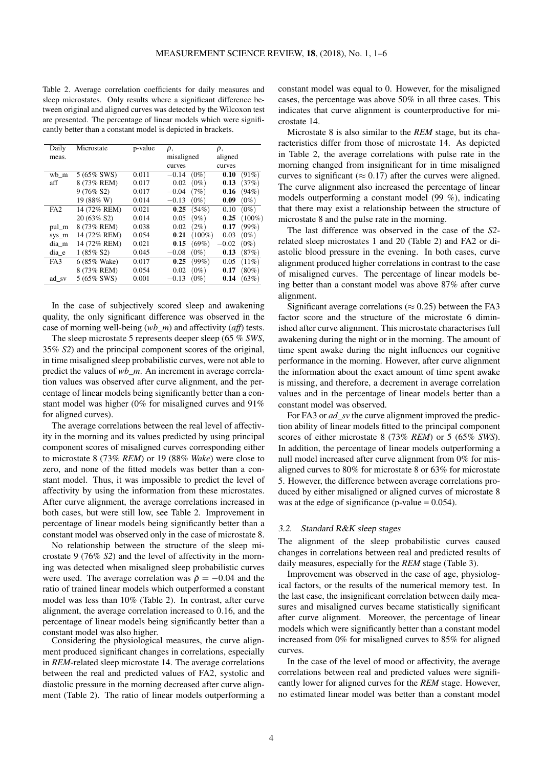Table 2. Average correlation coefficients for daily measures and sleep microstates. Only results where a significant difference between original and aligned curves was detected by the Wilcoxon test are presented. The percentage of linear models which were significantly better than a constant model is depicted in brackets.

| Daily meas. | Microstate | p-value | $\bar{\rho}$, misaligned curves | | $\bar{\rho}$, aligned curves | |
|---|---|---|---|---|---|---|
| wb_m | 5 (65% SWS) | 0.011 | $-0.14$ | (0%) | **0.10** | (91%) |
| aff | 8 (73% REM) | 0.017 | 0.02 | (0%) | **0.13** | (37%) |
| | 9 (76% S2) | 0.017 | $-0.04$ | (7%) | **0.16** | (94%) |
| | 19 (88% W) | 0.014 | $-0.13$ | (0%) | **0.09** | (0%) |
| FA2 | 14 (72% REM) | 0.021 | **0.25** | (54%) | 0.10 | (0%) |
| | 20 (63% S2) | 0.014 | 0.05 | (9%) | **0.25** | (100%) |
| pul_m | 8 (73% REM) | 0.038 | 0.02 | (2%) | **0.17** | (99%) |
| sys_m | 14 (72% REM) | 0.054 | **0.21** | (100%) | 0.03 | (0%) |
| dia_m | 14 (72% REM) | 0.021 | **0.15** | (69%) | $-0.02$ | (0%) |
| dia_e | 1 (85% S2) | 0.045 | $-0.08$ | (0%) | **0.13** | (87%) |
| FA3 | 6 (85% Wake) | 0.017 | **0.25** | (99%) | 0.05 | (11%) |
| | 8 (73% REM) | 0.054 | 0.02 | (0%) | **0.17** | (80%) |
| ad_sv | 5 (65% SWS) | 0.001 | $-0.13$ | (0%) | **0.14** | (63%) |

In the case of subjectively scored sleep and awakening quality, the only significant difference was observed in the case of morning well-being (*wb_m*) and affectivity (*aff*) tests.

The sleep microstate 5 represents deeper sleep (65 % *SWS*, 35% *S2*) and the principal component scores of the original, in time misaligned sleep probabilistic curves, were not able to predict the values of *wb_m*. An increment in average correlation values was observed after curve alignment, and the percentage of linear models being significantly better than a constant model was higher (0% for misaligned curves and 91% for aligned curves).

The average correlations between the real level of affectivity in the morning and its values predicted by using principal component scores of misaligned curves corresponding either to microstate 8 (73% *REM*) or 19 (88% *Wake*) were close to zero, and none of the fitted models was better than a constant model. Thus, it was impossible to predict the level of affectivity by using the information from these microstates. After curve alignment, the average correlations increased in both cases, but were still low, see Table 2. Improvement in percentage of linear models being significantly better than a constant model was observed only in the case of microstate 8.

No relationship between the structure of the sleep microstate 9 (76% *S2*) and the level of affectivity in the morning was detected when misaligned sleep probabilistic curves were used. The average correlation was $\bar{\rho} = -0.04$ and the ratio of trained linear models which outperformed a constant model was less than 10% (Table 2). In contrast, after curve alignment, the average correlation increased to 0.16, and the percentage of linear models being significantly better than a constant model was also higher.

Considering the physiological measures, the curve alignment produced significant changes in correlations, especially in *REM*-related sleep microstate 14. The average correlations between the real and predicted values of FA2, systolic and diastolic pressure in the morning decreased after curve alignment (Table 2). The ratio of linear models outperforming a constant model was equal to 0. However, for the misaligned cases, the percentage was above 50% in all three cases. This indicates that curve alignment is counterproductive for microstate 14.

Microstate 8 is also similar to the *REM* stage, but its characteristics differ from those of microstate 14. As depicted in Table 2, the average correlations with pulse rate in the morning changed from insignificant for in time misaligned curves to significant ($\approx 0.17$) after the curves were aligned. The curve alignment also increased the percentage of linear models outperforming a constant model (99 %), indicating that there may exist a relationship between the structure of microstate 8 and the pulse rate in the morning.

The last difference was observed in the case of the *S2*-related sleep microstates 1 and 20 (Table 2) and FA2 or diastolic blood pressure in the evening. In both cases, curve alignment produced higher correlations in contrast to the case of misaligned curves. The percentage of linear models being better than a constant model was above 87% after curve alignment.

Significant average correlations ($\approx 0.25$) between the FA3 factor score and the structure of the microstate 6 diminished after curve alignment. This microstate characterises full awakening during the night or in the morning. The amount of time spent awake during the night influences our cognitive performance in the morning. However, after curve alignment the information about the exact amount of time spent awake is missing, and therefore, a decrement in average correlation values and in the percentage of linear models better than a constant model was observed.

For FA3 or *ad_sv* the curve alignment improved the prediction ability of linear models fitted to the principal component scores of either microstate 8 (73% *REM*) or 5 (65% *SWS*). In addition, the percentage of linear models outperforming a null model increased after curve alignment from 0% for misaligned curves to 80% for microstate 8 or 63% for microstate 5. However, the difference between average correlations produced by either misaligned or aligned curves of microstate 8 was at the edge of significance (p-value = 0.054).

### 3.2. Standard R&K sleep stages

The alignment of the sleep probabilistic curves caused changes in correlations between real and predicted results of daily measures, especially for the *REM* stage (Table 3).

Improvement was observed in the case of age, physiological factors, or the results of the numerical memory test. In the last case, the insignificant correlation between daily measures and misaligned curves became statistically significant after curve alignment. Moreover, the percentage of linear models which were significantly better than a constant model increased from 0% for misaligned curves to 85% for aligned curves.

In the case of the level of mood or affectivity, the average correlations between real and predicted values were significantly lower for aligned curves for the *REM* stage. However, no estimated linear model was better than a constant model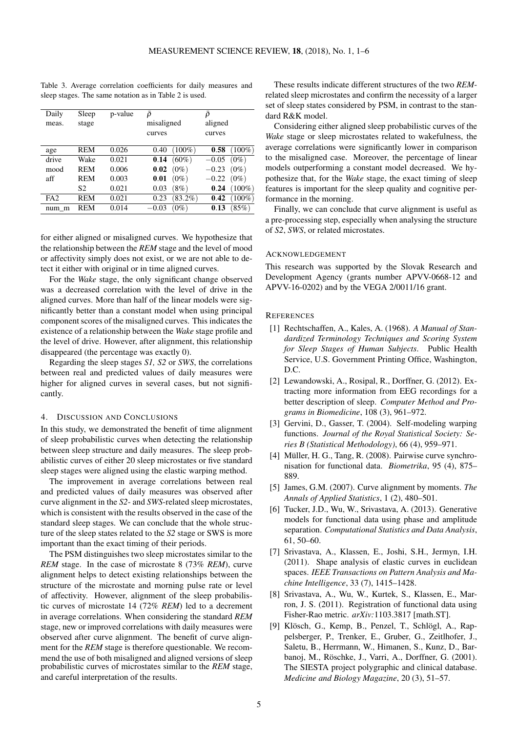Table 3. Average correlation coefficients for daily measures and sleep stages. The same notation as in Table 2 is used.

| Daily meas. | Sleep stage | p-value | $\bar{\rho}$ misaligned curves | | $\bar{\rho}$ aligned curves | |
|---|---|---|---|---|---|---|
| age | REM | 0.026 | 0.40 | (100%) | **0.58** | (100%) |
| drive | Wake | 0.021 | **0.14** | (60%) | −0.05 | (0%) |
| mood | REM | 0.006 | **0.02** | (0%) | −0.23 | (0%) |
| aff | REM | 0.003 | **0.01** | (0%) | −0.22 | (0%) |
| | S2 | 0.021 | 0.03 | (8%) | **0.24** | (100%) |
| FA2 | REM | 0.021 | 0.23 | (83.2%) | **0.42** | (100%) |
| num_m | REM | 0.014 | −0.03 | (0%) | **0.13** | (85%) |

for either aligned or misaligned curves. We hypothesize that the relationship between the *REM* stage and the level of mood or affectivity simply does not exist, or we are not able to detect it either with original or in time aligned curves.

For the *Wake* stage, the only significant change observed was a decreased correlation with the level of drive in the aligned curves. More than half of the linear models were significantly better than a constant model when using principal component scores of the misaligned curves. This indicates the existence of a relationship between the *Wake* stage profile and the level of drive. However, after alignment, this relationship disappeared (the percentage was exactly 0).

Regarding the sleep stages *S1, S2* or *SWS*, the correlations between real and predicted values of daily measures were higher for aligned curves in several cases, but not significantly.

## 4. Discussion and Conclusions

In this study, we demonstrated the benefit of time alignment of sleep probabilistic curves when detecting the relationship between sleep structure and daily measures. The sleep probabilistic curves of either 20 sleep microstates or five standard sleep stages were aligned using the elastic warping method.

The improvement in average correlations between real and predicted values of daily measures was observed after curve alignment in the *S2*- and *SWS*-related sleep microstates, which is consistent with the results observed in the case of the standard sleep stages. We can conclude that the whole structure of the sleep states related to the *S2* stage or SWS is more important than the exact timing of their periods.

The PSM distinguishes two sleep microstates similar to the *REM* stage. In the case of microstate 8 (73% *REM*), curve alignment helps to detect existing relationships between the structure of the microstate and morning pulse rate or level of affectivity. However, alignment of the sleep probabilistic curves of microstate 14 (72% *REM*) led to a decrement in average correlations. When considering the standard *REM* stage, new or improved correlations with daily measures were observed after curve alignment. The benefit of curve alignment for the *REM* stage is therefore questionable. We recommend the use of both misaligned and aligned versions of sleep probabilistic curves of microstates similar to the *REM* stage, and careful interpretation of the results.

These results indicate different structures of the two *REM*-related sleep microstates and confirm the necessity of a larger set of sleep states considered by PSM, in contrast to the standard R&K model.

Considering either aligned sleep probabilistic curves of the *Wake* stage or sleep microstates related to wakefulness, the average correlations were significantly lower in comparison to the misaligned case. Moreover, the percentage of linear models outperforming a constant model decreased. We hypothesize that, for the *Wake* stage, the exact timing of sleep features is important for the sleep quality and cognitive performance in the morning.

Finally, we can conclude that curve alignment is useful as a pre-processing step, especially when analysing the structure of *S2*, *SWS*, or related microstates.

## Acknowledgement

This research was supported by the Slovak Research and Development Agency (grants number APVV-0668-12 and APVV-16-0202) and by the VEGA 2/0011/16 grant.

## References

[1] Rechtschaffen, A., Kales, A. (1968). *A Manual of Standardized Terminology Techniques and Scoring System for Sleep Stages of Human Subjects*. Public Health Service, U.S. Government Printing Office, Washington, D.C.

[2] Lewandowski, A., Rosipal, R., Dorffner, G. (2012). Extracting more information from EEG recordings for a better description of sleep. *Computer Method and Programs in Biomedicine*, 108 (3), 961–972.

[3] Gervini, D., Gasser, T. (2004). Self-modeling warping functions. *Journal of the Royal Statistical Society: Series B (Statistical Methodology)*, 66 (4), 959–971.

[4] Müller, H. G., Tang, R. (2008). Pairwise curve synchronisation for functional data. *Biometrika*, 95 (4), 875–889.

[5] James, G.M. (2007). Curve alignment by moments. *The Annals of Applied Statistics*, 1 (2), 480–501.

[6] Tucker, J.D., Wu, W., Srivastava, A. (2013). Generative models for functional data using phase and amplitude separation. *Computational Statistics and Data Analysis*, 61, 50–60.

[7] Srivastava, A., Klassen, E., Joshi, S.H., Jermyn, I.H. (2011). Shape analysis of elastic curves in euclidean spaces. *IEEE Transactions on Pattern Analysis and Machine Intelligence*, 33 (7), 1415–1428.

[8] Srivastava, A., Wu, W., Kurtek, S., Klassen, E., Marron, J. S. (2011). Registration of functional data using Fisher-Rao metric. *arXiv:*1103.3817 [math.ST].

[9] Klösch, G., Kemp, B., Penzel, T., Schlögl, A., Rappelsberger, P., Trenker, E., Gruber, G., Zeitlhofer, J., Saletu, B., Herrmann, W., Himanen, S., Kunz, D., Barbanoj, M., Röschke, J., Varri, A., Dorffner, G. (2001). The SIESTA project polygraphic and clinical database. *Medicine and Biology Magazine*, 20 (3), 51–57.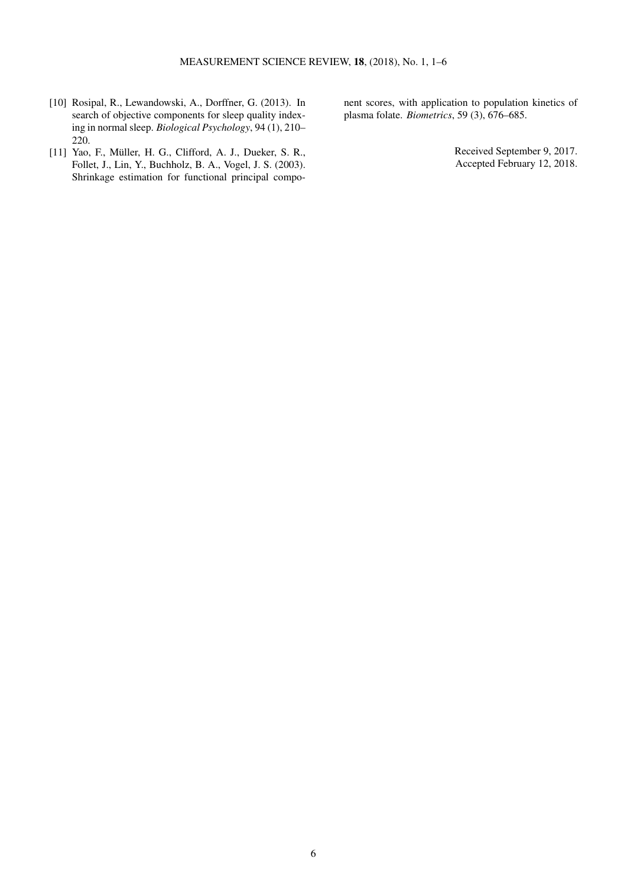[10] Rosipal, R., Lewandowski, A., Dorffner, G. (2013). In search of objective components for sleep quality indexing in normal sleep. *Biological Psychology*, 94 (1), 210–220.

[11] Yao, F., Müller, H. G., Clifford, A. J., Dueker, S. R., Follet, J., Lin, Y., Buchholz, B. A., Vogel, J. S. (2003). Shrinkage estimation for functional principal component scores, with application to population kinetics of plasma folate. *Biometrics*, 59 (3), 676–685.

Received September 9, 2017.
Accepted February 12, 2018.